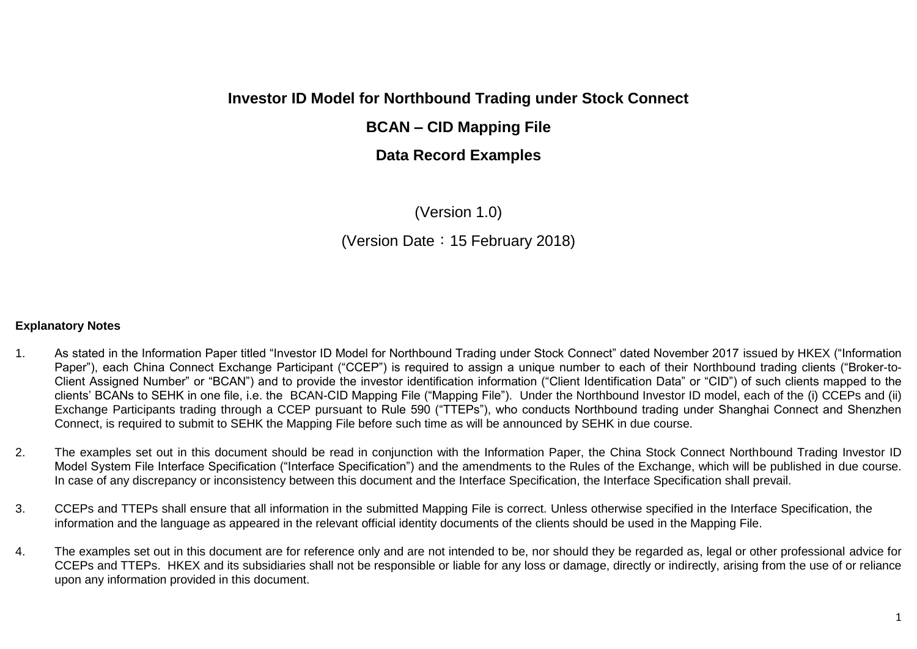# Investor ID Model for Northbound Trading under Stock Connect

## BCAN – CID Mapping File

## Data Record Examples

(Version 1.0)

(Version Date：15 February 2018)

**Explanatory Notes**

1. As stated in the Information Paper titled "Investor ID Model for Northbound Trading under Stock Connect" dated November 2017 issued by HKEX ("Information Paper"), each China Connect Exchange Participant ("CCEP") is required to assign a unique number to each of their Northbound trading clients ("Broker-to-Client Assigned Number" or "BCAN") and to provide the investor identification information ("Client Identification Data" or "CID") of such clients mapped to the clients' BCANs to SEHK in one file, i.e. the BCAN-CID Mapping File ("Mapping File"). Under the Northbound Investor ID model, each of the (i) CCEPs and (ii) Exchange Participants trading through a CCEP pursuant to Rule 590 ("TTEPs"), who conducts Northbound trading under Shanghai Connect and Shenzhen Connect, is required to submit to SEHK the Mapping File before such time as will be announced by SEHK in due course.

2. The examples set out in this document should be read in conjunction with the Information Paper, the China Stock Connect Northbound Trading Investor ID Model System File Interface Specification ("Interface Specification") and the amendments to the Rules of the Exchange, which will be published in due course. In case of any discrepancy or inconsistency between this document and the Interface Specification, the Interface Specification shall prevail.

3. CCEPs and TTEPs shall ensure that all information in the submitted Mapping File is correct. Unless otherwise specified in the Interface Specification, the information and the language as appeared in the relevant official identity documents of the clients should be used in the Mapping File.

4. The examples set out in this document are for reference only and are not intended to be, nor should they be regarded as, legal or other professional advice for CCEPs and TTEPs. HKEX and its subsidiaries shall not be responsible or liable for any loss or damage, directly or indirectly, arising from the use of or reliance upon any information provided in this document.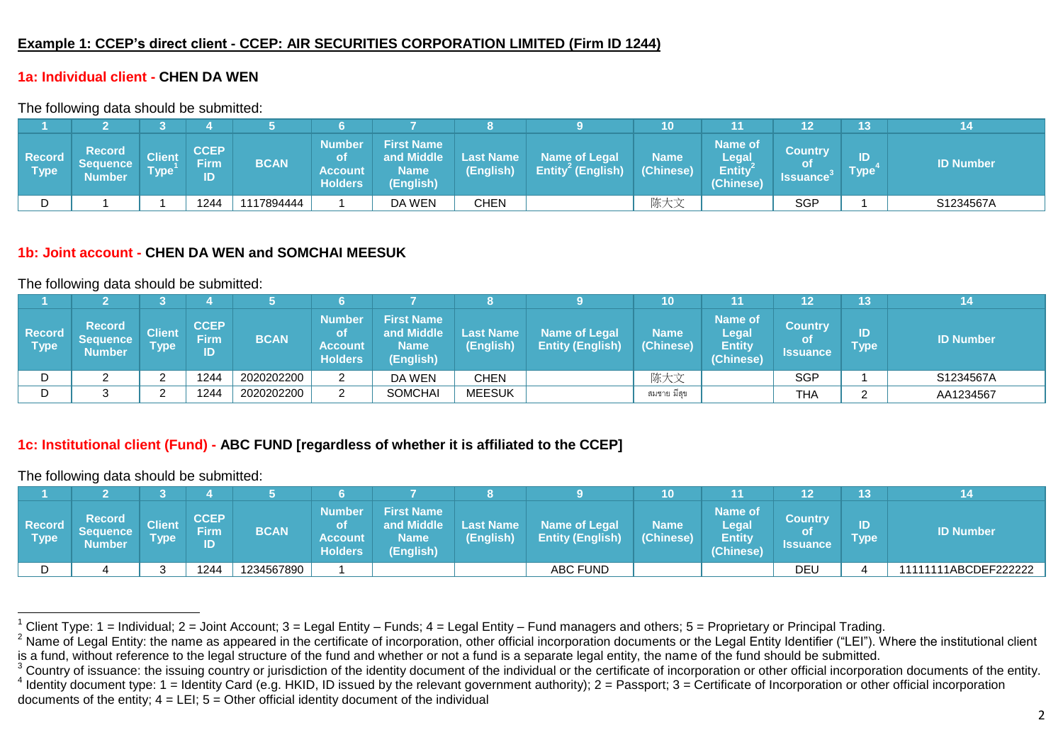**Example 1: CCEP's direct client - CCEP: AIR SECURITIES CORPORATION LIMITED (Firm ID 1244)**

**1a: Individual client - CHEN DA WEN**

The following data should be submitted:

| 1 | 2 | 3 | 4 | 5 | 6 | 7 | 8 | 9 | 10 | 11 | 12 | 13 | 14 |
|---|---|---|---|---|---|---|---|---|---|---|---|---|---|
| Record Type | Record Sequence Number | Client Type[1] | CCEP Firm ID | BCAN | Number of Account Holders | First Name and Middle Name (English) | Last Name (English) | Name of Legal Entity[2] (English) | Name (Chinese) | Name of Legal Entity[2] (Chinese) | Country of Issuance[3] | ID Type[4] | ID Number |
| D | 1 | 1 | 1244 | 1117894444 | 1 | DA WEN | CHEN | | 陈大文 | | SGP | 1 | S1234567A |

**1b: Joint account - CHEN DA WEN and SOMCHAI MEESUK**

The following data should be submitted:

| 1 | 2 | 3 | 4 | 5 | 6 | 7 | 8 | 9 | 10 | 11 | 12 | 13 | 14 |
|---|---|---|---|---|---|---|---|---|---|---|---|---|---|
| Record Type | Record Sequence Number | Client Type | CCEP Firm ID | BCAN | Number of Account Holders | First Name and Middle Name (English) | Last Name (English) | Name of Legal Entity (English) | Name (Chinese) | Name of Legal Entity (Chinese) | Country of Issuance | ID Type | ID Number |
| D | 2 | 2 | 1244 | 2020202200 | 2 | DA WEN | CHEN | | 陈大文 | | SGP | 1 | S1234567A |
| D | 3 | 2 | 1244 | 2020202200 | 2 | SOMCHAI | MEESUK | | สมชาย มีสุข | | THA | 2 | AA1234567 |

**1c: Institutional client (Fund) - ABC FUND [regardless of whether it is affiliated to the CCEP]**

The following data should be submitted:

| 1 | 2 | 3 | 4 | 5 | 6 | 7 | 8 | 9 | 10 | 11 | 12 | 13 | 14 |
|---|---|---|---|---|---|---|---|---|---|---|---|---|---|
| Record Type | Record Sequence Number | Client Type | CCEP Firm ID | BCAN | Number of Account Holders | First Name and Middle Name (English) | Last Name (English) | Name of Legal Entity (English) | Name (Chinese) | Name of Legal Entity (Chinese) | Country of Issuance | ID Type | ID Number |
| D | 4 | 3 | 1244 | 1234567890 | 1 | | | ABC FUND | | | DEU | 4 | 11111111ABCDEF222222 |

---

[1] Client Type: 1 = Individual; 2 = Joint Account; 3 = Legal Entity – Funds; 4 = Legal Entity – Fund managers and others; 5 = Proprietary or Principal Trading.

[2] Name of Legal Entity: the name as appeared in the certificate of incorporation, other official incorporation documents or the Legal Entity Identifier ("LEI"). Where the institutional client is a fund, without reference to the legal structure of the fund and whether or not a fund is a separate legal entity, the name of the fund should be submitted.

[3] Country of issuance: the issuing country or jurisdiction of the identity document of the individual or the certificate of incorporation or other official incorporation documents of the entity.

[4] Identity document type: 1 = Identity Card (e.g. HKID, ID issued by the relevant government authority); 2 = Passport; 3 = Certificate of Incorporation or other official incorporation documents of the entity; 4 = LEI; 5 = Other official identity document of the individual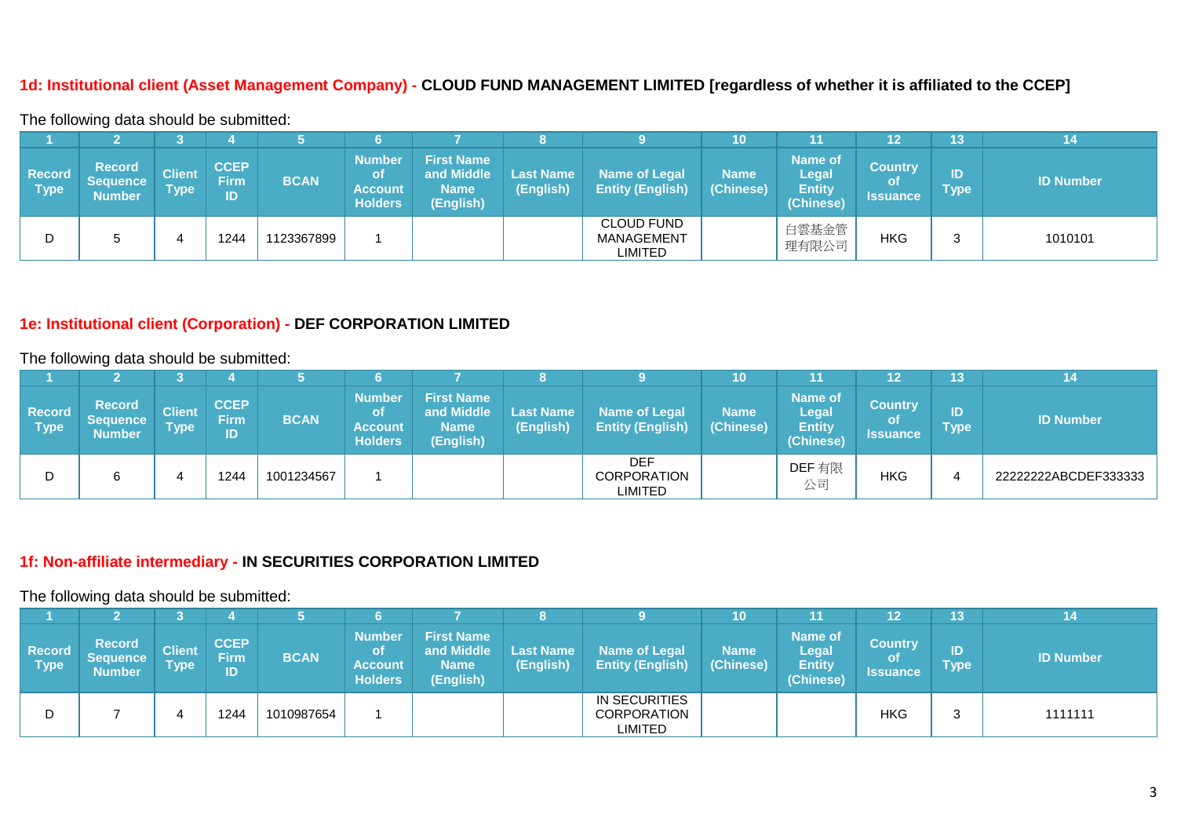**1d: Institutional client (Asset Management Company) - CLOUD FUND MANAGEMENT LIMITED [regardless of whether it is affiliated to the CCEP]**

The following data should be submitted:

| 1 | 2 | 3 | 4 | 5 | 6 | 7 | 8 | 9 | 10 | 11 | 12 | 13 | 14 |
|---|---|---|---|---|---|---|---|---|---|---|---|---|---|
| Record Type | Record Sequence Number | Client Type | CCEP Firm ID | BCAN | Number of Account Holders | First Name and Middle Name (English) | Last Name (English) | Name of Legal Entity (English) | Name (Chinese) | Name of Legal Entity (Chinese) | Country of Issuance | ID Type | ID Number |
| D | 5 | 4 | 1244 | 1123367899 | 1 | | | CLOUD FUND MANAGEMENT LIMITED | | 白雲基金管理有限公司 | HKG | 3 | 1010101 |

**1e: Institutional client (Corporation) - DEF CORPORATION LIMITED**

The following data should be submitted:

| 1 | 2 | 3 | 4 | 5 | 6 | 7 | 8 | 9 | 10 | 11 | 12 | 13 | 14 |
|---|---|---|---|---|---|---|---|---|---|---|---|---|---|
| Record Type | Record Sequence Number | Client Type | CCEP Firm ID | BCAN | Number of Account Holders | First Name and Middle Name (English) | Last Name (English) | Name of Legal Entity (English) | Name (Chinese) | Name of Legal Entity (Chinese) | Country of Issuance | ID Type | ID Number |
| D | 6 | 4 | 1244 | 1001234567 | 1 | | | DEF CORPORATION LIMITED | | DEF 有限公司 | HKG | 4 | 22222222ABCDEF333333 |

**1f: Non-affiliate intermediary - IN SECURITIES CORPORATION LIMITED**

The following data should be submitted:

| 1 | 2 | 3 | 4 | 5 | 6 | 7 | 8 | 9 | 10 | 11 | 12 | 13 | 14 |
|---|---|---|---|---|---|---|---|---|---|---|---|---|---|
| Record Type | Record Sequence Number | Client Type | CCEP Firm ID | BCAN | Number of Account Holders | First Name and Middle Name (English) | Last Name (English) | Name of Legal Entity (English) | Name (Chinese) | Name of Legal Entity (Chinese) | Country of Issuance | ID Type | ID Number |
| D | 7 | 4 | 1244 | 1010987654 | 1 | | | IN SECURITIES CORPORATION LIMITED | | | HKG | 3 | 1111111 |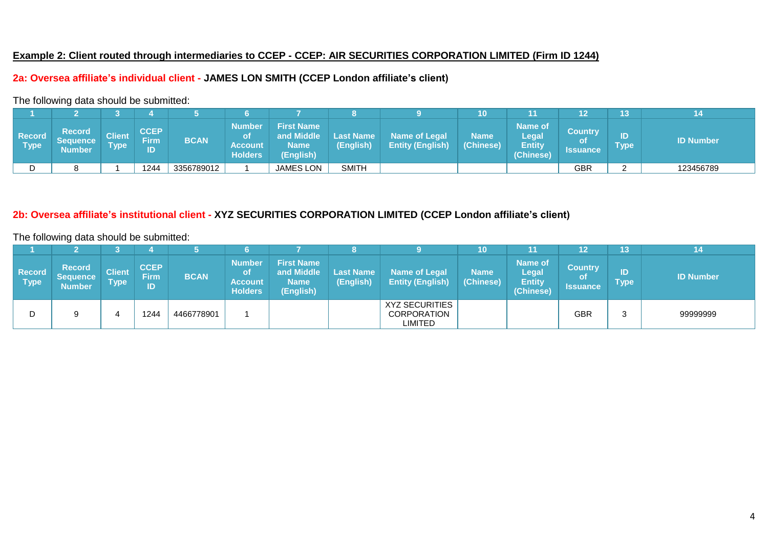**Example 2: Client routed through intermediaries to CCEP - CCEP: AIR SECURITIES CORPORATION LIMITED (Firm ID 1244)**

**2a: Oversea affiliate's individual client - JAMES LON SMITH (CCEP London affiliate's client)**

The following data should be submitted:

| 1 | 2 | 3 | 4 | 5 | 6 | 7 | 8 | 9 | 10 | 11 | 12 | 13 | 14 |
|---|---|---|---|---|---|---|---|---|---|---|---|---|---|
| Record Type | Record Sequence Number | Client Type | CCEP Firm ID | BCAN | Number of Account Holders | First Name and Middle Name (English) | Last Name (English) | Name of Legal Entity (English) | Name (Chinese) | Name of Legal Entity (Chinese) | Country of Issuance | ID Type | ID Number |
| D | 8 | 1 | 1244 | 3356789012 | 1 | JAMES LON | SMITH | | | | GBR | 2 | 123456789 |

**2b: Oversea affiliate's institutional client - XYZ SECURITIES CORPORATION LIMITED (CCEP London affiliate's client)**

The following data should be submitted:

| 1 | 2 | 3 | 4 | 5 | 6 | 7 | 8 | 9 | 10 | 11 | 12 | 13 | 14 |
|---|---|---|---|---|---|---|---|---|---|---|---|---|---|
| Record Type | Record Sequence Number | Client Type | CCEP Firm ID | BCAN | Number of Account Holders | First Name and Middle Name (English) | Last Name (English) | Name of Legal Entity (English) | Name (Chinese) | Name of Legal Entity (Chinese) | Country of Issuance | ID Type | ID Number |
| D | 9 | 4 | 1244 | 4466778901 | 1 | | | XYZ SECURITIES CORPORATION LIMITED | | | GBR | 3 | 99999999 |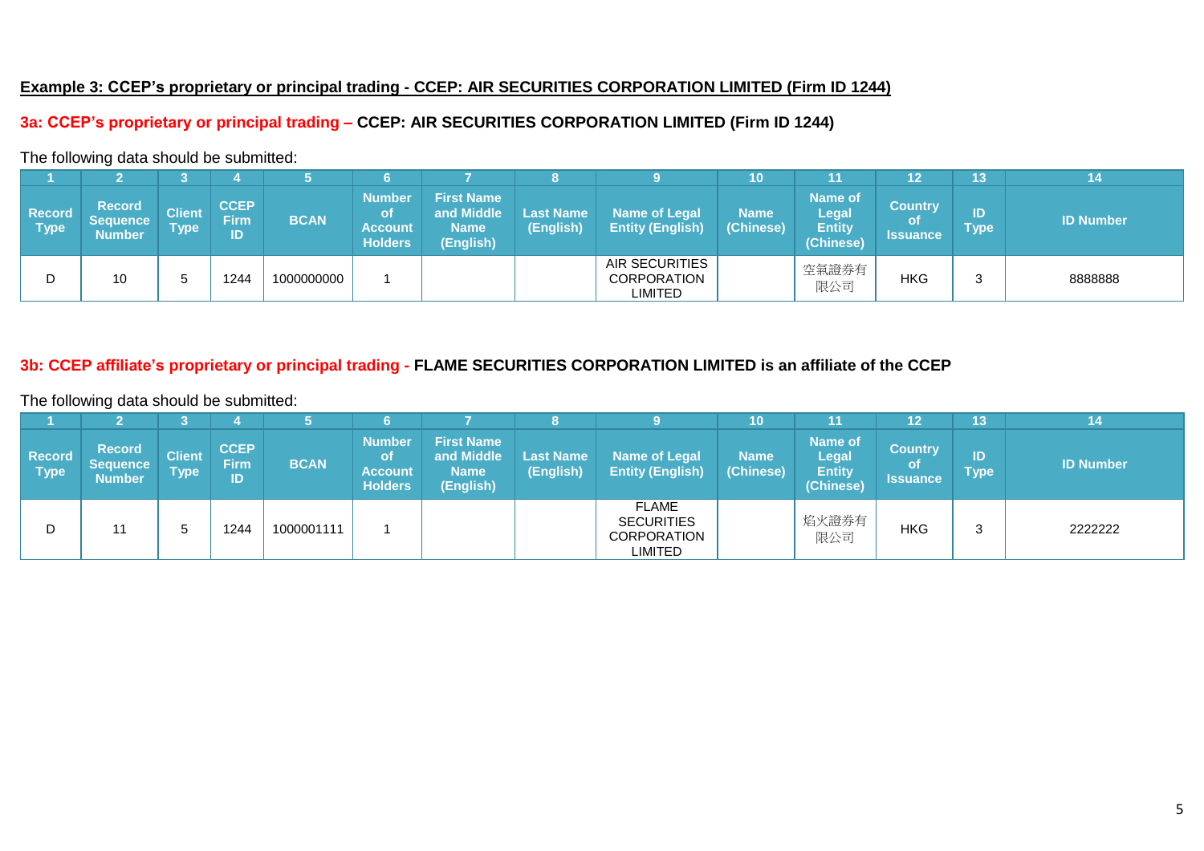**Example 3: CCEP's proprietary or principal trading - CCEP: AIR SECURITIES CORPORATION LIMITED (Firm ID 1244)**

**3a: CCEP's proprietary or principal trading – CCEP: AIR SECURITIES CORPORATION LIMITED (Firm ID 1244)**

The following data should be submitted:

| 1 | 2 | 3 | 4 | 5 | 6 | 7 | 8 | 9 | 10 | 11 | 12 | 13 | 14 |
|---|---|---|---|---|---|---|---|---|---|---|---|---|---|
| Record Type | Record Sequence Number | Client Type | CCEP Firm ID | BCAN | Number of Account Holders | First Name and Middle Name (English) | Last Name (English) | Name of Legal Entity (English) | Name (Chinese) | Name of Legal Entity (Chinese) | Country of Issuance | ID Type | ID Number |
| D | 10 | 5 | 1244 | 1000000000 | 1 | | | AIR SECURITIES CORPORATION LIMITED | | 空氣證券有限公司 | HKG | 3 | 8888888 |

**3b: CCEP affiliate's proprietary or principal trading - FLAME SECURITIES CORPORATION LIMITED is an affiliate of the CCEP**

The following data should be submitted:

| 1 | 2 | 3 | 4 | 5 | 6 | 7 | 8 | 9 | 10 | 11 | 12 | 13 | 14 |
|---|---|---|---|---|---|---|---|---|---|---|---|---|---|
| Record Type | Record Sequence Number | Client Type | CCEP Firm ID | BCAN | Number of Account Holders | First Name and Middle Name (English) | Last Name (English) | Name of Legal Entity (English) | Name (Chinese) | Name of Legal Entity (Chinese) | Country of Issuance | ID Type | ID Number |
| D | 11 | 5 | 1244 | 1000001111 | 1 | | | FLAME SECURITIES CORPORATION LIMITED | | 焰火證券有限公司 | HKG | 3 | 2222222 |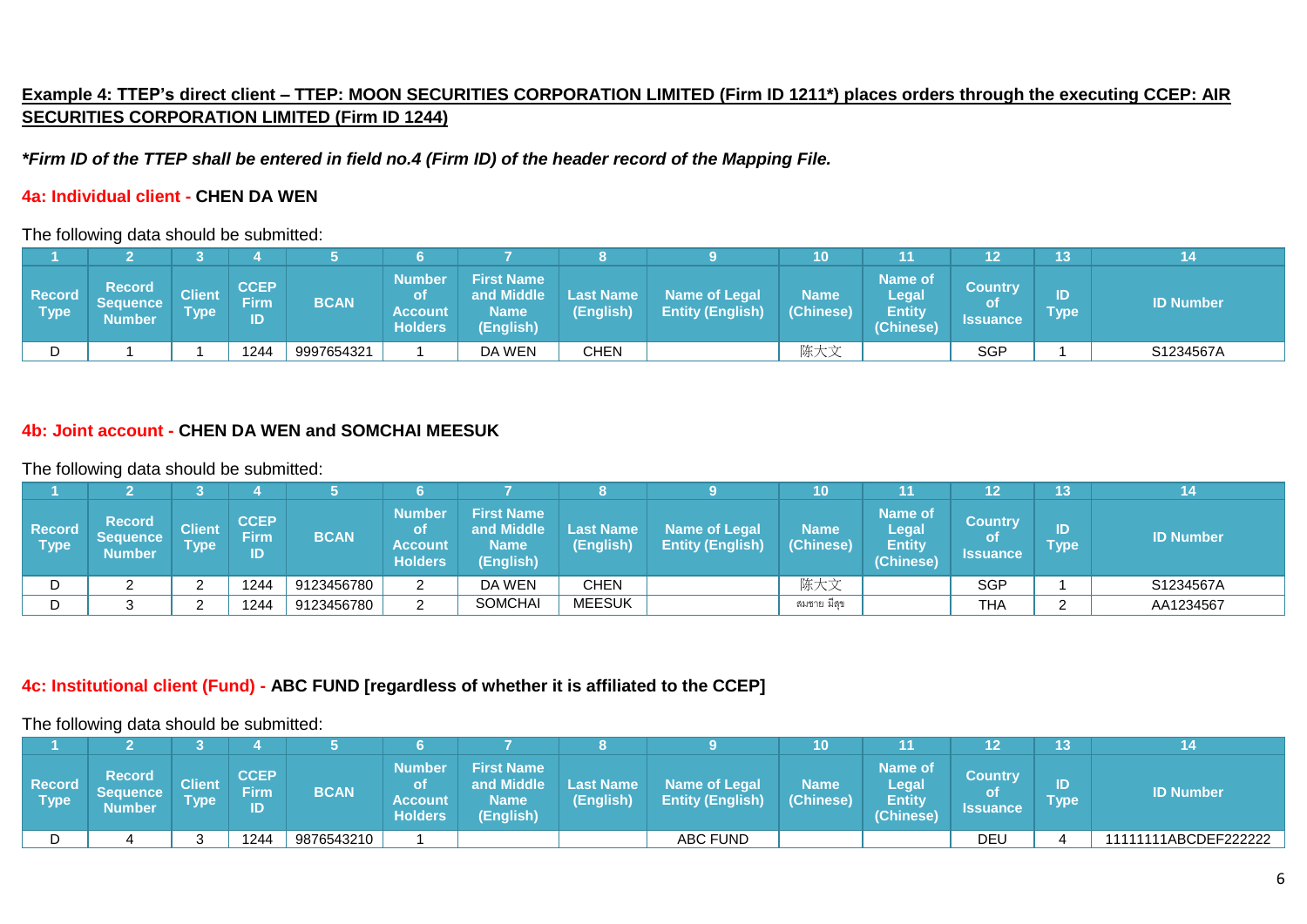**Example 4: TTEP's direct client – TTEP: MOON SECURITIES CORPORATION LIMITED (Firm ID 1211*) places orders through the executing CCEP: AIR SECURITIES CORPORATION LIMITED (Firm ID 1244)**

***Firm ID of the TTEP shall be entered in field no.4 (Firm ID) of the header record of the Mapping File.**

**4a: Individual client - CHEN DA WEN**

The following data should be submitted:

| 1 | 2 | 3 | 4 | 5 | 6 | 7 | 8 | 9 | 10 | 11 | 12 | 13 | 14 |
|---|---|---|---|---|---|---|---|---|---|---|---|---|---|
| Record Type | Record Sequence Number | Client Type | CCEP Firm ID | BCAN | Number of Account Holders | First Name and Middle Name (English) | Last Name (English) | Name of Legal Entity (English) | Name (Chinese) | Name of Legal Entity (Chinese) | Country of Issuance | ID Type | ID Number |
| D | 1 | 1 | 1244 | 9997654321 | 1 | DA WEN | CHEN | | 陈大文 | | SGP | 1 | S1234567A |

**4b: Joint account - CHEN DA WEN and SOMCHAI MEESUK**

The following data should be submitted:

| 1 | 2 | 3 | 4 | 5 | 6 | 7 | 8 | 9 | 10 | 11 | 12 | 13 | 14 |
|---|---|---|---|---|---|---|---|---|---|---|---|---|---|
| Record Type | Record Sequence Number | Client Type | CCEP Firm ID | BCAN | Number of Account Holders | First Name and Middle Name (English) | Last Name (English) | Name of Legal Entity (English) | Name (Chinese) | Name of Legal Entity (Chinese) | Country of Issuance | ID Type | ID Number |
| D | 2 | 2 | 1244 | 9123456780 | 2 | DA WEN | CHEN | | 陈大文 | | SGP | 1 | S1234567A |
| D | 3 | 2 | 1244 | 9123456780 | 2 | SOMCHAI | MEESUK | | สมชาย มีสุข | | THA | 2 | AA1234567 |

**4c: Institutional client (Fund) - ABC FUND [regardless of whether it is affiliated to the CCEP]**

The following data should be submitted:

| 1 | 2 | 3 | 4 | 5 | 6 | 7 | 8 | 9 | 10 | 11 | 12 | 13 | 14 |
|---|---|---|---|---|---|---|---|---|---|---|---|---|---|
| Record Type | Record Sequence Number | Client Type | CCEP Firm ID | BCAN | Number of Account Holders | First Name and Middle Name (English) | Last Name (English) | Name of Legal Entity (English) | Name (Chinese) | Name of Legal Entity (Chinese) | Country of Issuance | ID Type | ID Number |
| D | 4 | 3 | 1244 | 9876543210 | 1 | | | ABC FUND | | | DEU | 4 | 11111111ABCDEF222222 |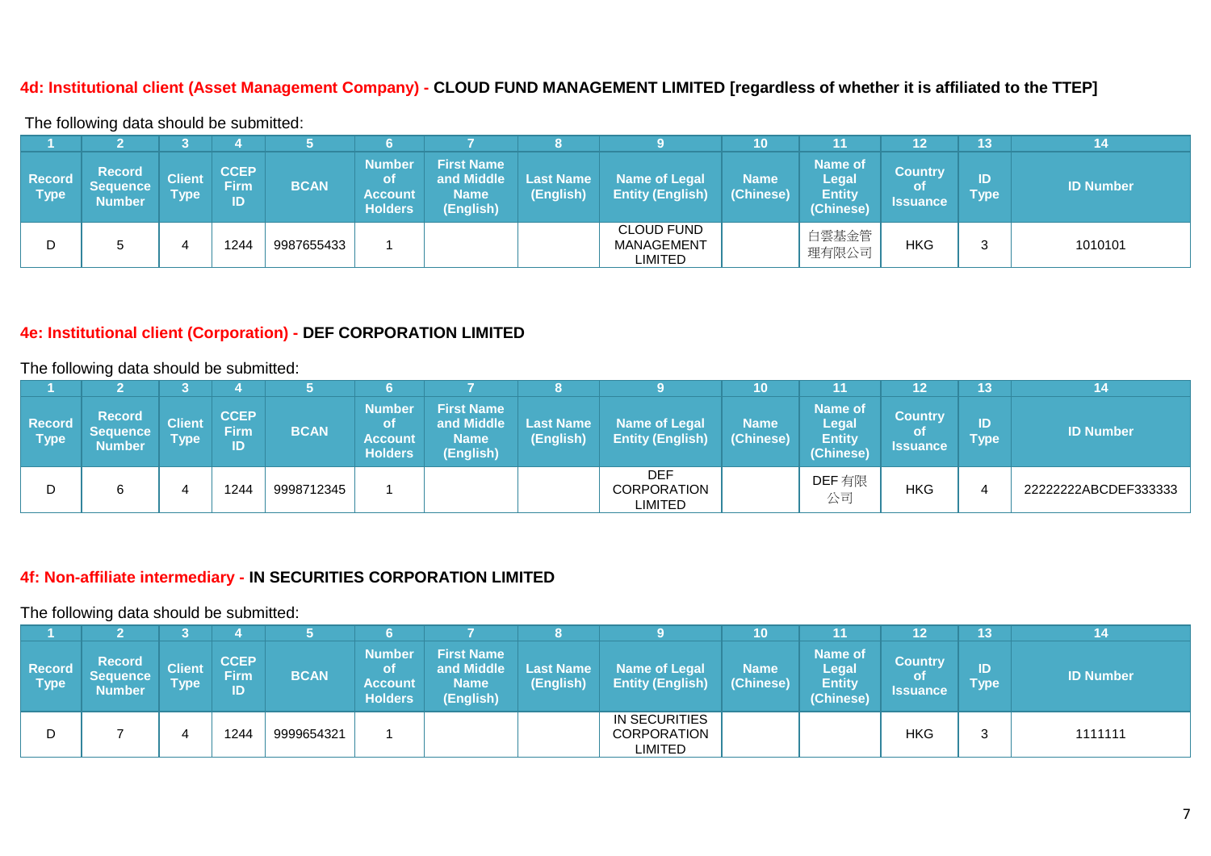**4d: Institutional client (Asset Management Company) - CLOUD FUND MANAGEMENT LIMITED [regardless of whether it is affiliated to the TTEP]**

The following data should be submitted:

| 1 | 2 | 3 | 4 | 5 | 6 | 7 | 8 | 9 | 10 | 11 | 12 | 13 | 14 |
|---|---|---|---|---|---|---|---|---|---|---|---|---|---|
| Record Type | Record Sequence Number | Client Type | CCEP Firm ID | BCAN | Number of Account Holders | First Name and Middle Name (English) | Last Name (English) | Name of Legal Entity (English) | Name (Chinese) | Name of Legal Entity (Chinese) | Country of Issuance | ID Type | ID Number |
| D | 5 | 4 | 1244 | 9987655433 | 1 | | | CLOUD FUND MANAGEMENT LIMITED | | 白雲基金管理有限公司 | HKG | 3 | 1010101 |

**4e: Institutional client (Corporation) - DEF CORPORATION LIMITED**

The following data should be submitted:

| 1 | 2 | 3 | 4 | 5 | 6 | 7 | 8 | 9 | 10 | 11 | 12 | 13 | 14 |
|---|---|---|---|---|---|---|---|---|---|---|---|---|---|
| Record Type | Record Sequence Number | Client Type | CCEP Firm ID | BCAN | Number of Account Holders | First Name and Middle Name (English) | Last Name (English) | Name of Legal Entity (English) | Name (Chinese) | Name of Legal Entity (Chinese) | Country of Issuance | ID Type | ID Number |
| D | 6 | 4 | 1244 | 9998712345 | 1 | | | DEF CORPORATION LIMITED | | DEF 有限公司 | HKG | 4 | 22222222ABCDEF333333 |

**4f: Non-affiliate intermediary - IN SECURITIES CORPORATION LIMITED**

The following data should be submitted:

| 1 | 2 | 3 | 4 | 5 | 6 | 7 | 8 | 9 | 10 | 11 | 12 | 13 | 14 |
|---|---|---|---|---|---|---|---|---|---|---|---|---|---|
| Record Type | Record Sequence Number | Client Type | CCEP Firm ID | BCAN | Number of Account Holders | First Name and Middle Name (English) | Last Name (English) | Name of Legal Entity (English) | Name (Chinese) | Name of Legal Entity (Chinese) | Country of Issuance | ID Type | ID Number |
| D | 7 | 4 | 1244 | 9999654321 | 1 | | | IN SECURITIES CORPORATION LIMITED | | | HKG | 3 | 1111111 |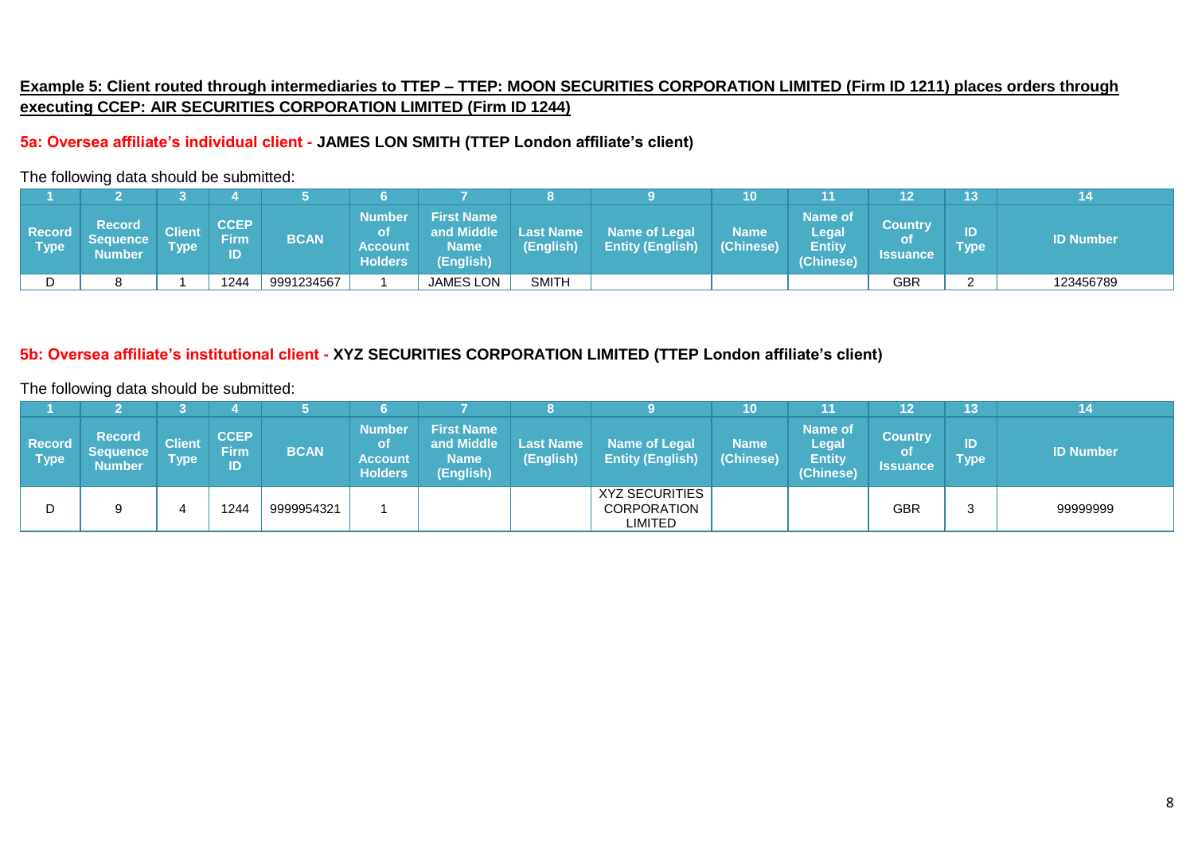**Example 5: Client routed through intermediaries to TTEP – TTEP: MOON SECURITIES CORPORATION LIMITED (Firm ID 1211) places orders through executing CCEP: AIR SECURITIES CORPORATION LIMITED (Firm ID 1244)**

**5a: Oversea affiliate's individual client - JAMES LON SMITH (TTEP London affiliate's client)**

The following data should be submitted:

| 1 | 2 | 3 | 4 | 5 | 6 | 7 | 8 | 9 | 10 | 11 | 12 | 13 | 14 |
|---|---|---|---|---|---|---|---|---|---|---|---|---|---|
| Record Type | Record Sequence Number | Client Type | CCEP Firm ID | BCAN | Number of Account Holders | First Name and Middle Name (English) | Last Name (English) | Name of Legal Entity (English) | Name (Chinese) | Name of Legal Entity (Chinese) | Country of Issuance | ID Type | ID Number |
| D | 8 | 1 | 1244 | 9991234567 | 1 | JAMES LON | SMITH | | | | GBR | 2 | 123456789 |

**5b: Oversea affiliate's institutional client - XYZ SECURITIES CORPORATION LIMITED (TTEP London affiliate's client)**

The following data should be submitted:

| 1 | 2 | 3 | 4 | 5 | 6 | 7 | 8 | 9 | 10 | 11 | 12 | 13 | 14 |
|---|---|---|---|---|---|---|---|---|---|---|---|---|---|
| Record Type | Record Sequence Number | Client Type | CCEP Firm ID | BCAN | Number of Account Holders | First Name and Middle Name (English) | Last Name (English) | Name of Legal Entity (English) | Name (Chinese) | Name of Legal Entity (Chinese) | Country of Issuance | ID Type | ID Number |
| D | 9 | 4 | 1244 | 9999954321 | 1 | | | XYZ SECURITIES CORPORATION LIMITED | | | GBR | 3 | 99999999 |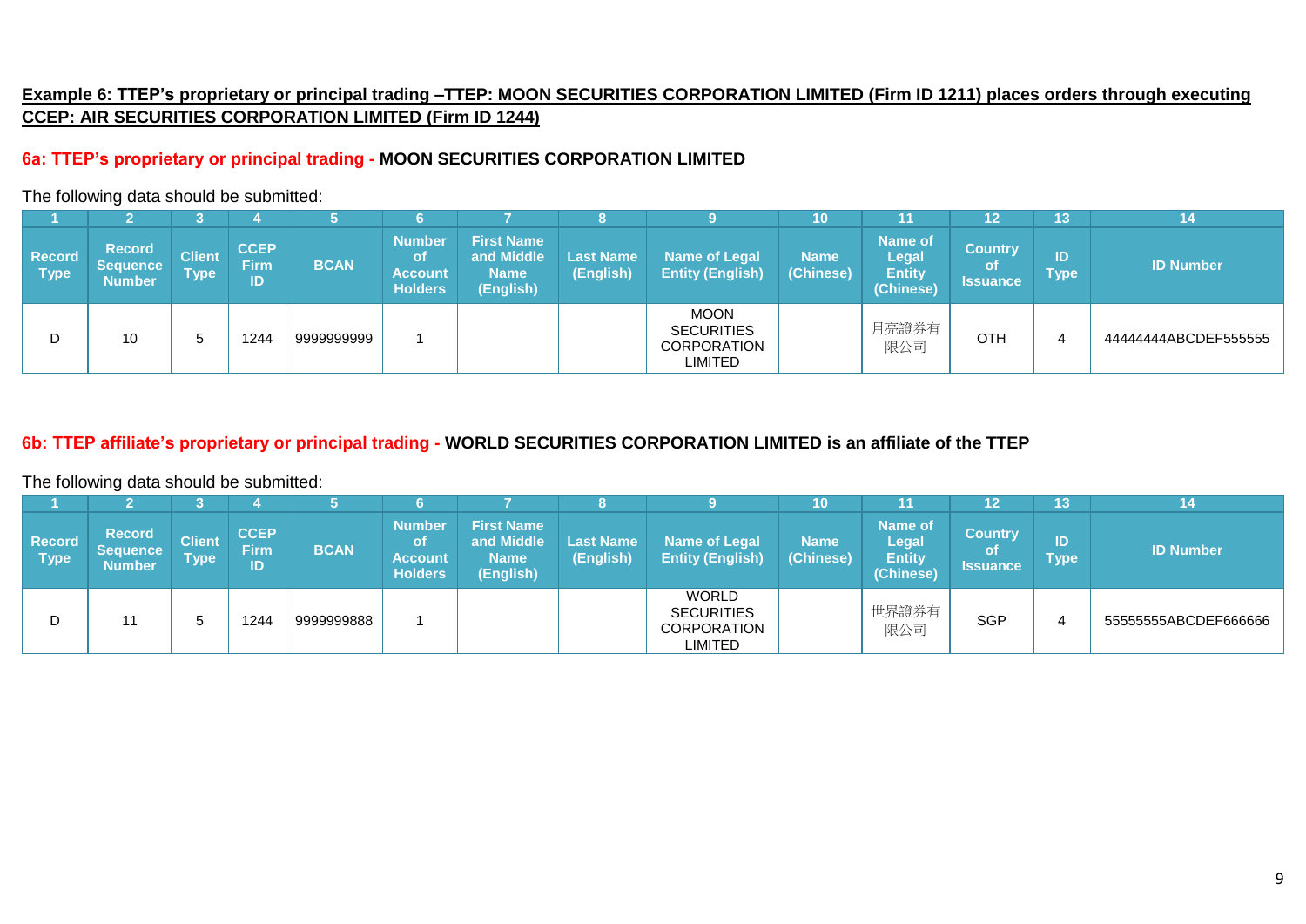**Example 6: TTEP's proprietary or principal trading –TTEP: MOON SECURITIES CORPORATION LIMITED (Firm ID 1211) places orders through executing CCEP: AIR SECURITIES CORPORATION LIMITED (Firm ID 1244)**

**6a: TTEP's proprietary or principal trading - MOON SECURITIES CORPORATION LIMITED**

The following data should be submitted:

| 1 | 2 | 3 | 4 | 5 | 6 | 7 | 8 | 9 | 10 | 11 | 12 | 13 | 14 |
|---|---|---|---|---|---|---|---|---|---|---|---|---|---|
| Record Type | Record Sequence Number | Client Type | CCEP Firm ID | BCAN | Number of Account Holders | First Name and Middle Name (English) | Last Name (English) | Name of Legal Entity (English) | Name (Chinese) | Name of Legal Entity (Chinese) | Country of Issuance | ID Type | ID Number |
| D | 10 | 5 | 1244 | 9999999999 | 1 | | | MOON SECURITIES CORPORATION LIMITED | | 月亮證券有限公司 | OTH | 4 | 44444444ABCDEF555555 |

**6b: TTEP affiliate's proprietary or principal trading - WORLD SECURITIES CORPORATION LIMITED is an affiliate of the TTEP**

The following data should be submitted:

| 1 | 2 | 3 | 4 | 5 | 6 | 7 | 8 | 9 | 10 | 11 | 12 | 13 | 14 |
|---|---|---|---|---|---|---|---|---|---|---|---|---|---|
| Record Type | Record Sequence Number | Client Type | CCEP Firm ID | BCAN | Number of Account Holders | First Name and Middle Name (English) | Last Name (English) | Name of Legal Entity (English) | Name (Chinese) | Name of Legal Entity (Chinese) | Country of Issuance | ID Type | ID Number |
| D | 11 | 5 | 1244 | 9999999888 | 1 | | | WORLD SECURITIES CORPORATION LIMITED | | 世界證券有限公司 | SGP | 4 | 55555555ABCDEF666666 |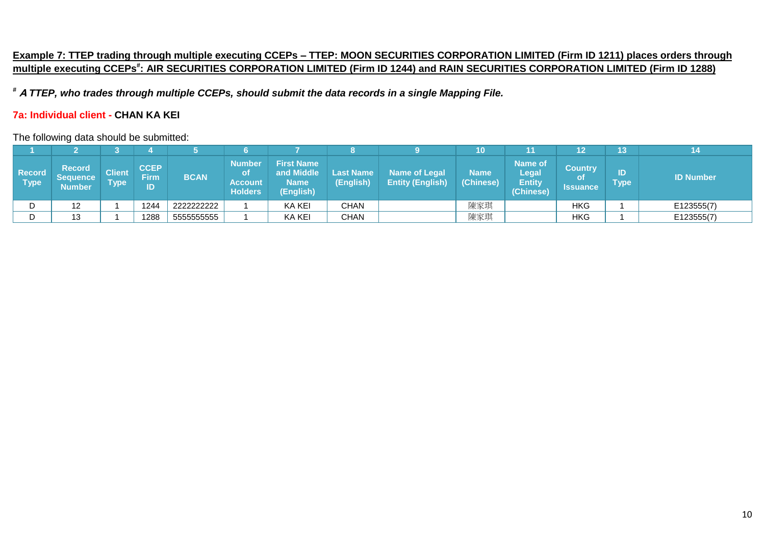**Example 7: TTEP trading through multiple executing CCEPs – TTEP: MOON SECURITIES CORPORATION LIMITED (Firm ID 1211) places orders through multiple executing CCEPs[#]: AIR SECURITIES CORPORATION LIMITED (Firm ID 1244) and RAIN SECURITIES CORPORATION LIMITED (Firm ID 1288)**

[#] ***A TTEP, who trades through multiple CCEPs, should submit the data records in a single Mapping File.***

**7a: Individual client - CHAN KA KEI**

The following data should be submitted:

| 1 | 2 | 3 | 4 | 5 | 6 | 7 | 8 | 9 | 10 | 11 | 12 | 13 | 14 |
|---|---|---|---|---|---|---|---|---|---|---|---|---|---|
| Record Type | Record Sequence Number | Client Type | CCEP Firm ID | BCAN | Number of Account Holders | First Name and Middle Name (English) | Last Name (English) | Name of Legal Entity (English) | Name (Chinese) | Name of Legal Entity (Chinese) | Country of Issuance | ID Type | ID Number |
| D | 12 | 1 | 1244 | 2222222222 | 1 | KA KEI | CHAN | | 陳家琪 | | HKG | 1 | E123555(7) |
| D | 13 | 1 | 1288 | 5555555555 | 1 | KA KEI | CHAN | | 陳家琪 | | HKG | 1 | E123555(7) |